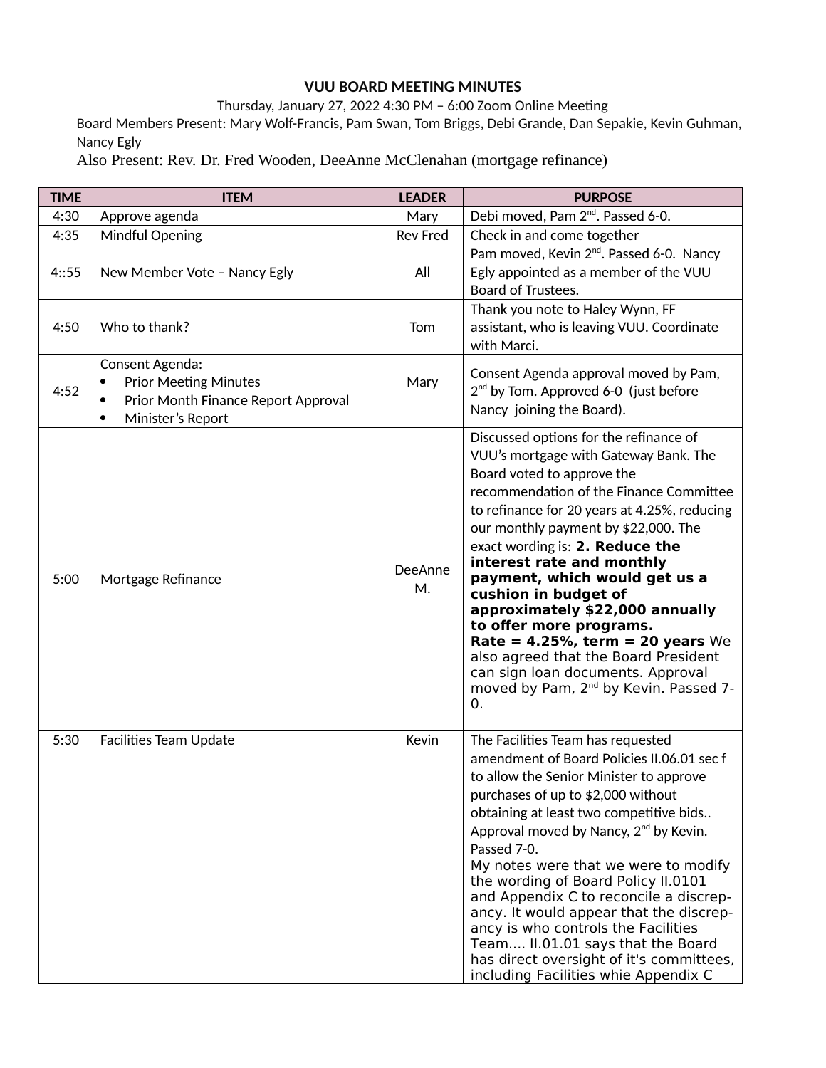**VUU BOARD MEETING MINUTES**

Thursday, January 27, 2022 4:30 PM – 6:00 Zoom Online Meeting

Board Members Present: Mary Wolf-Francis, Pam Swan, Tom Briggs, Debi Grande, Dan Sepakie, Kevin Guhman, Nancy Egly

Also Present: Rev. Dr. Fred Wooden, DeeAnne McClenahan (mortgage refinance)

| TIME | ITEM | LEADER | PURPOSE |
|---|---|---|---|
| 4:30 | Approve agenda | Mary | Debi moved, Pam 2nd. Passed 6-0. |
| 4:35 | Mindful Opening | Rev Fred | Check in and come together |
| 4::55 | New Member Vote – Nancy Egly | All | Pam moved, Kevin 2nd. Passed 6-0. Nancy Egly appointed as a member of the VUU Board of Trustees. |
| 4:50 | Who to thank? | Tom | Thank you note to Haley Wynn, FF assistant, who is leaving VUU. Coordinate with Marci. |
| 4:52 | Consent Agenda:<br>• Prior Meeting Minutes<br>• Prior Month Finance Report Approval<br>• Minister's Report | Mary | Consent Agenda approval moved by Pam, 2nd by Tom. Approved 6-0 (just before Nancy joining the Board). |
| 5:00 | Mortgage Refinance | DeeAnne M. | Discussed options for the refinance of VUU's mortgage with Gateway Bank. The Board voted to approve the recommendation of the Finance Committee to refinance for 20 years at 4.25%, reducing our monthly payment by $22,000. The exact wording is: **2. Reduce the interest rate and monthly payment, which would get us a cushion in budget of approximately $22,000 annually to offer more programs. Rate = 4.25%, term = 20 years** We also agreed that the Board President can sign loan documents. Approval moved by Pam, 2nd by Kevin. Passed 7-0. |
| 5:30 | Facilities Team Update | Kevin | The Facilities Team has requested amendment of Board Policies II.06.01 sec f to allow the Senior Minister to approve purchases of up to $2,000 without obtaining at least two competitive bids.. Approval moved by Nancy, 2nd by Kevin. Passed 7-0.<br>My notes were that we were to modify the wording of Board Policy II.0101 and Appendix C to reconcile a discrep-ancy. It would appear that the discrep-ancy is who controls the Facilities Team.... II.01.01 says that the Board has direct oversight of it's committees, including Facilities whie Appendix C |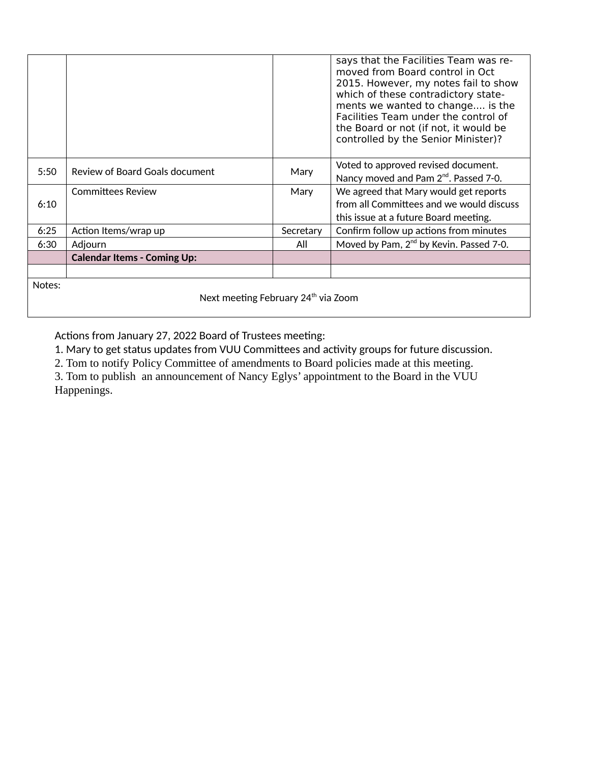| | | | |
|---|---|---|---|
| | | | says that the Facilities Team was re-moved from Board control in Oct 2015. However, my notes fail to show which of these contradictory state-ments we wanted to change.... is the Facilities Team under the control of the Board or not (if not, it would be controlled by the Senior Minister)? |
| 5:50 | Review of Board Goals document | Mary | Voted to approved revised document. Nancy moved and Pam 2nd. Passed 7-0. |
| 6:10 | Committees Review | Mary | We agreed that Mary would get reports from all Committees and we would discuss this issue at a future Board meeting. |
| 6:25 | Action Items/wrap up | Secretary | Confirm follow up actions from minutes |
| 6:30 | Adjourn | All | Moved by Pam, 2nd by Kevin. Passed 7-0. |
| | **Calendar Items - Coming Up:** | | |
| | | | |
| Notes: Next meeting February 24th via Zoom | | | |

Actions from January 27, 2022 Board of Trustees meeting:

1. Mary to get status updates from VUU Committees and activity groups for future discussion.
2. Tom to notify Policy Committee of amendments to Board policies made at this meeting.
3. Tom to publish an announcement of Nancy Eglys' appointment to the Board in the VUU Happenings.